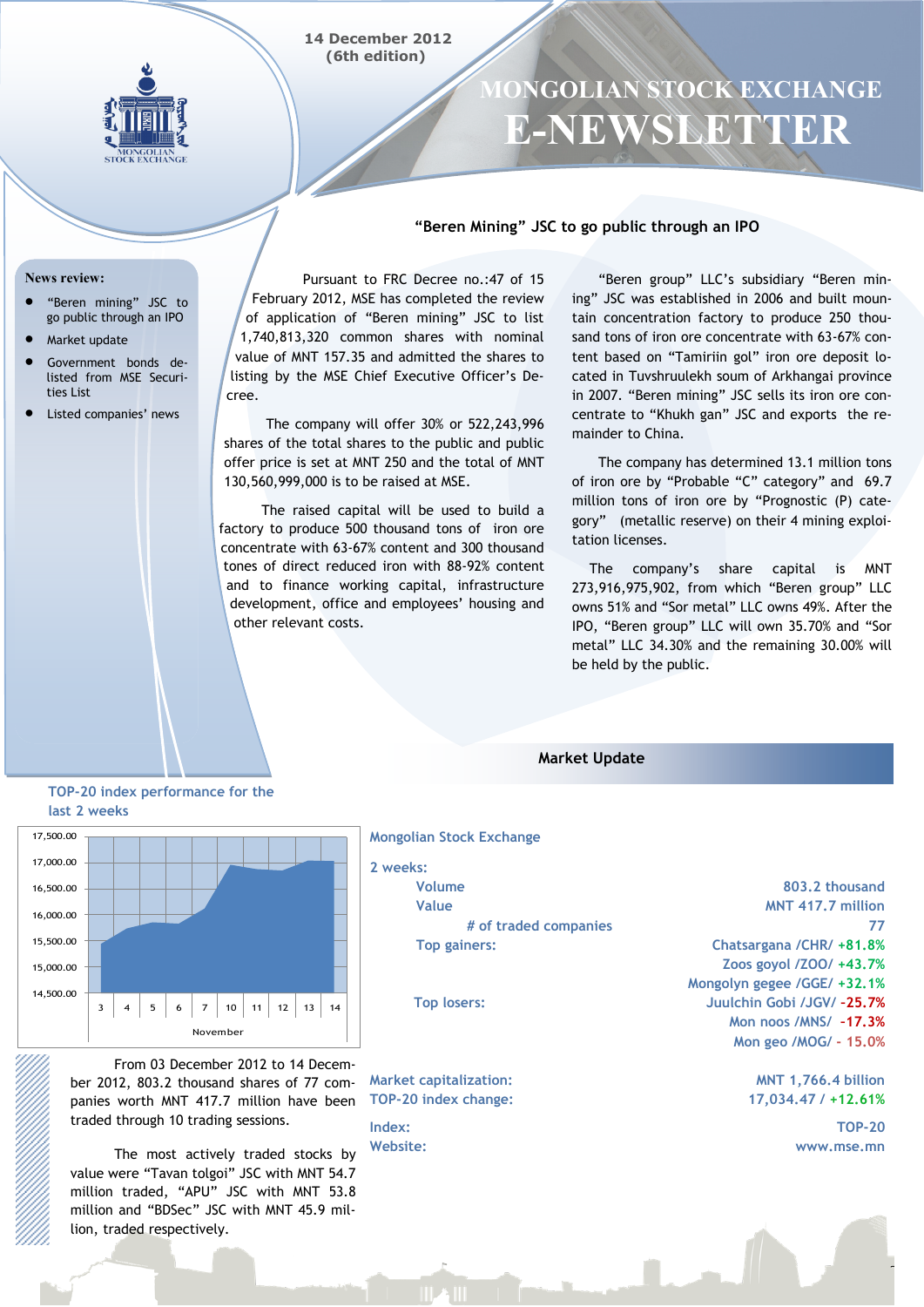14 December 2012
(6th edition)

# MONGOLIAN STOCK EXCHANGE E-NEWSLETTER

**News review:**

- "Beren mining" JSC to go public through an IPO
- Market update
- Government bonds delisted from MSE Securities List
- Listed companies' news

## "Beren Mining" JSC to go public through an IPO

Pursuant to FRC Decree no.:47 of 15 February 2012, MSE has completed the review of application of "Beren mining" JSC to list 1,740,813,320 common shares with nominal value of MNT 157.35 and admitted the shares to listing by the MSE Chief Executive Officer's Decree.

The company will offer 30% or 522,243,996 shares of the total shares to the public and public offer price is set at MNT 250 and the total of MNT 130,560,999,000 is to be raised at MSE.

The raised capital will be used to build a factory to produce 500 thousand tons of iron ore concentrate with 63-67% content and 300 thousand tones of direct reduced iron with 88-92% content and to finance working capital, infrastructure development, office and employees' housing and other relevant costs.

"Beren group" LLC's subsidiary "Beren mining" JSC was established in 2006 and built mountain concentration factory to produce 250 thousand tons of iron ore concentrate with 63-67% content based on "Tamiriin gol" iron ore deposit located in Tuvshruulekh soum of Arkhangai province in 2007. "Beren mining" JSC sells its iron ore concentrate to "Khukh gan" JSC and exports the remainder to China.

The company has determined 13.1 million tons of iron ore by "Probable "C" category" and 69.7 million tons of iron ore by "Prognostic (P) category" (metallic reserve) on their 4 mining exploitation licenses.

The company's share capital is MNT 273,916,975,902, from which "Beren group" LLC owns 51% and "Sor metal" LLC owns 49%. After the IPO, "Beren group" LLC will own 35.70% and "Sor metal" LLC 34.30% and the remaining 30.00% will be held by the public.

## Market Update

**TOP-20 index performance for the last 2 weeks**

| November | 3 | 4 | 5 | 6 | 7 | 10 | 11 | 12 | 13 | 14 |
|---|---|---|---|---|---|---|---|---|---|---|

From 03 December 2012 to 14 December 2012, 803.2 thousand shares of 77 companies worth MNT 417.7 million have been traded through 10 trading sessions.

The most actively traded stocks by value were "Tavan tolgoi" JSC with MNT 54.7 million traded, "APU" JSC with MNT 53.8 million and "BDSec" JSC with MNT 45.9 million, traded respectively.

**Mongolian Stock Exchange**

**2 weeks:**

| | |
|---|---|
| Volume | 803.2 thousand |
| Value | MNT 417.7 million |
| # of traded companies | 77 |
| Top gainers: | Chatsargana /CHR/ +81.8% |
| | Zoos goyol /ZOO/ +43.7% |
| | Mongolyn gegee /GGE/ +32.1% |
| Top losers: | Juulchin Gobi /JGV/ -25.7% |
| | Mon noos /MNS/ -17.3% |
| | Mon geo /MOG/ - 15.0% |
| Market capitalization: | MNT 1,766.4 billion |
| TOP-20 index change: | 17,034.47 / +12.61% |
| Index: | TOP-20 |
| Website: | www.mse.mn |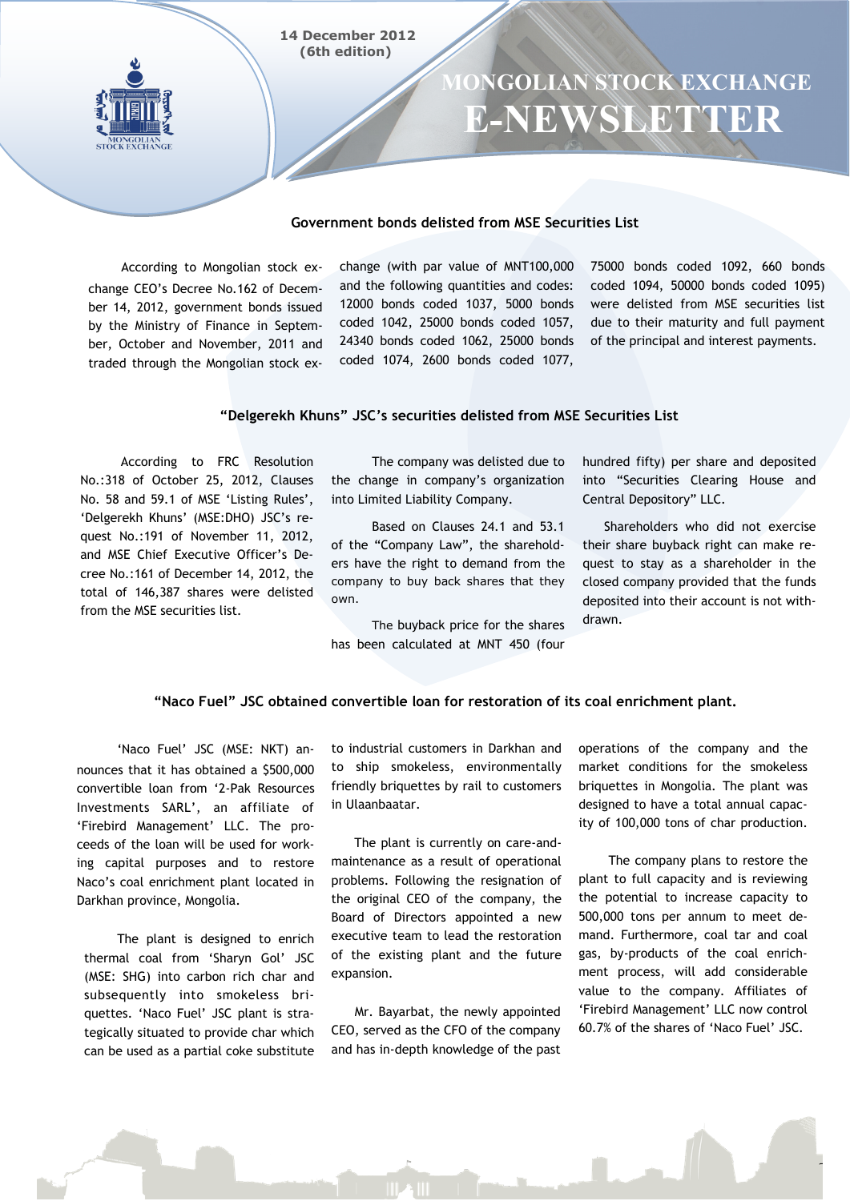14 December 2012
(6th edition)

# MONGOLIAN STOCK EXCHANGE E-NEWSLETTER

## Government bonds delisted from MSE Securities List

According to Mongolian stock exchange CEO's Decree No.162 of December 14, 2012, government bonds issued by the Ministry of Finance in September, October and November, 2011 and traded through the Mongolian stock exchange (with par value of MNT100,000 and the following quantities and codes: 12000 bonds coded 1037, 5000 bonds coded 1042, 25000 bonds coded 1057, 24340 bonds coded 1062, 25000 bonds coded 1074, 2600 bonds coded 1077, 75000 bonds coded 1092, 660 bonds coded 1094, 50000 bonds coded 1095) were delisted from MSE securities list due to their maturity and full payment of the principal and interest payments.

## "Delgerekh Khuns" JSC's securities delisted from MSE Securities List

According to FRC Resolution No.:318 of October 25, 2012, Clauses No. 58 and 59.1 of MSE 'Listing Rules', 'Delgerekh Khuns' (MSE:DHO) JSC's request No.:191 of November 11, 2012, and MSE Chief Executive Officer's Decree No.:161 of December 14, 2012, the total of 146,387 shares were delisted from the MSE securities list.

The company was delisted due to the change in company's organization into Limited Liability Company.

Based on Clauses 24.1 and 53.1 of the "Company Law", the shareholders have the right to demand from the company to buy back shares that they own.

The buyback price for the shares has been calculated at MNT 450 (four hundred fifty) per share and deposited into "Securities Clearing House and Central Depository" LLC.

Shareholders who did not exercise their share buyback right can make request to stay as a shareholder in the closed company provided that the funds deposited into their account is not withdrawn.

## "Naco Fuel" JSC obtained convertible loan for restoration of its coal enrichment plant.

'Naco Fuel' JSC (MSE: NKT) announces that it has obtained a $500,000 convertible loan from '2-Pak Resources Investments SARL', an affiliate of 'Firebird Management' LLC. The proceeds of the loan will be used for working capital purposes and to restore Naco's coal enrichment plant located in Darkhan province, Mongolia.

The plant is designed to enrich thermal coal from 'Sharyn Gol' JSC (MSE: SHG) into carbon rich char and subsequently into smokeless briquettes. 'Naco Fuel' JSC plant is strategically situated to provide char which can be used as a partial coke substitute to industrial customers in Darkhan and to ship smokeless, environmentally friendly briquettes by rail to customers in Ulaanbaatar.

The plant is currently on care-and-maintenance as a result of operational problems. Following the resignation of the original CEO of the company, the Board of Directors appointed a new executive team to lead the restoration of the existing plant and the future expansion.

Mr. Bayarbat, the newly appointed CEO, served as the CFO of the company and has in-depth knowledge of the past operations of the company and the market conditions for the smokeless briquettes in Mongolia. The plant was designed to have a total annual capacity of 100,000 tons of char production.

The company plans to restore the plant to full capacity and is reviewing the potential to increase capacity to 500,000 tons per annum to meet demand. Furthermore, coal tar and coal gas, by-products of the coal enrichment process, will add considerable value to the company. Affiliates of 'Firebird Management' LLC now control 60.7% of the shares of 'Naco Fuel' JSC.